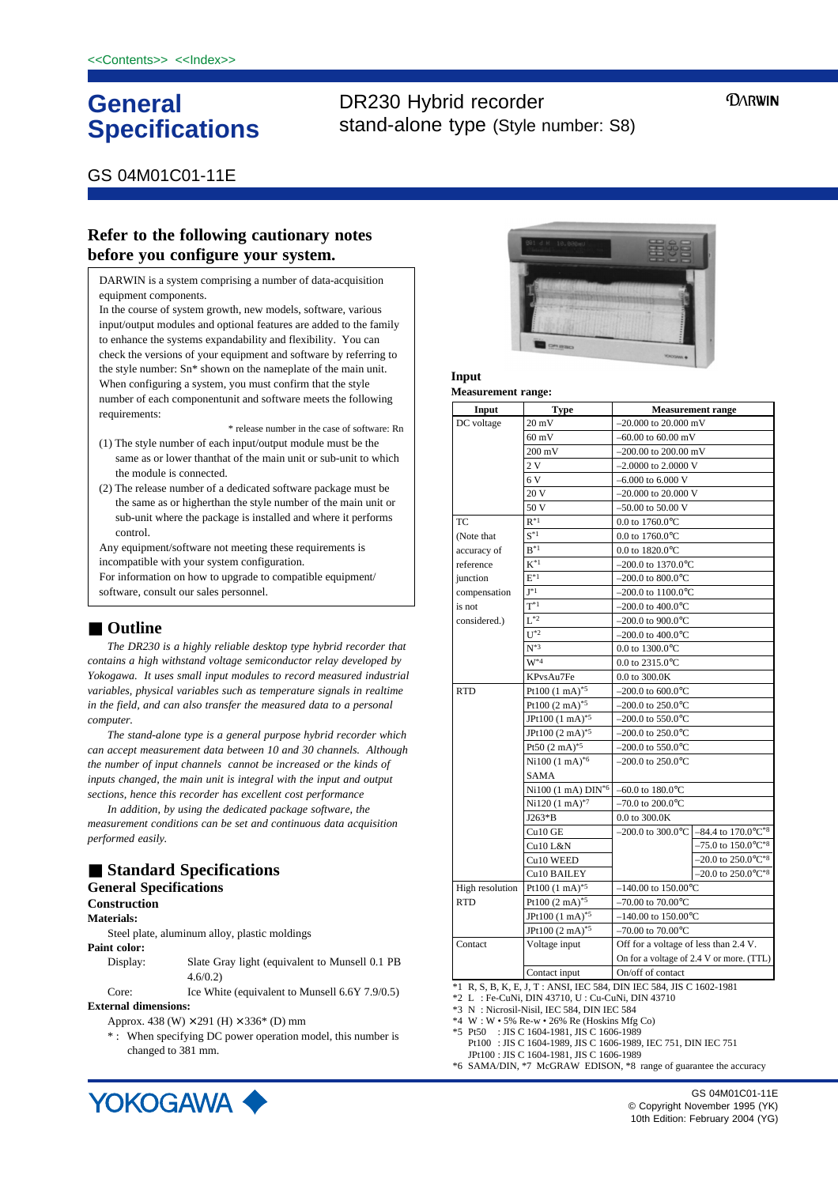<<Contents>> <<Index>>

# General Specifications

## DR230 Hybrid recorder stand-alone type (Style number: S8)

GS 04M01C01-11E

## Refer to the following cautionary notes before you configure your system.

DARWIN is a system comprising a number of data-acquisition equipment components.
In the course of system growth, new models, software, various input/output modules and optional features are added to the family to enhance the systems expandability and flexibility. You can check the versions of your equipment and software by referring to the style number: Sn* shown on the nameplate of the main unit.
When configuring a system, you must confirm that the style number of each componentunit and software meets the following requirements:

\* release number in the case of software: Rn

(1) The style number of each input/output module must be the same as or lower thanthat of the main unit or sub-unit to which the module is connected.
(2) The release number of a dedicated software package must be the same as or higherthan the style number of the main unit or sub-unit where the package is installed and where it performs control.

Any equipment/software not meeting these requirements is incompatible with your system configuration.
For information on how to upgrade to compatible equipment/ software, consult our sales personnel.

## ■ Outline

*The DR230 is a highly reliable desktop type hybrid recorder that contains a high withstand voltage semiconductor relay developed by Yokogawa. It uses small input modules to record measured industrial variables, physical variables such as temperature signals in realtime in the field, and can also transfer the measured data to a personal computer.*

*The stand-alone type is a general purpose hybrid recorder which can accept measurement data between 10 and 30 channels. Although the number of input channels cannot be increased or the kinds of inputs changed, the main unit is integral with the input and output sections, hence this recorder has excellent cost performance*

*In addition, by using the dedicated package software, the measurement conditions can be set and continuous data acquisition performed easily.*

## ■ Standard Specifications

### General Specifications

#### Construction

**Materials:**

Steel plate, aluminum alloy, plastic moldings

**Paint color:**

Display: Slate Gray light (equivalent to Munsell 0.1 PB 4.6/0.2)

Core: Ice White (equivalent to Munsell 6.6Y 7.9/0.5)

**External dimensions:**

Approx. 438 (W) × 291 (H) × 336* (D) mm

\*: When specifying DC power operation model, this number is changed to 381 mm.

#### Input

**Measurement range:**

| Input | Type | Measurement range | |
|---|---|---|---|
| DC voltage | 20 mV | –20.000 to 20.000 mV | |
| | 60 mV | –60.00 to 60.00 mV | |
| | 200 mV | –200.00 to 200.00 mV | |
| | 2 V | –2.0000 to 2.0000 V | |
| | 6 V | –6.000 to 6.000 V | |
| | 20 V | –20.000 to 20.000 V | |
| | 50 V | –50.00 to 50.00 V | |
| TC (Note that accuracy of reference junction compensation is not considered.) | R*1 | 0.0 to 1760.0°C | |
| | S*1 | 0.0 to 1760.0°C | |
| | B*1 | 0.0 to 1820.0°C | |
| | K*1 | –200.0 to 1370.0°C | |
| | E*1 | –200.0 to 800.0°C | |
| | J*1 | –200.0 to 1100.0°C | |
| | T*1 | –200.0 to 400.0°C | |
| | L*2 | –200.0 to 900.0°C | |
| | U*2 | –200.0 to 400.0°C | |
| | N*3 | 0.0 to 1300.0°C | |
| | W*4 | 0.0 to 2315.0°C | |
| | KPvsAu7Fe | 0.0 to 300.0K | |
| RTD | Pt100 (1 mA)*5 | –200.0 to 600.0°C | |
| | Pt100 (2 mA)*5 | –200.0 to 250.0°C | |
| | JPt100 (1 mA)*5 | –200.0 to 550.0°C | |
| | JPt100 (2 mA)*5 | –200.0 to 250.0°C | |
| | Pt50 (2 mA)*5 | –200.0 to 550.0°C | |
| | Ni100 (1 mA)*6 SAMA | –200.0 to 250.0°C | |
| | Ni100 (1 mA) DIN*6 | –60.0 to 180.0°C | |
| | Ni120 (1 mA)*7 | –70.0 to 200.0°C | |
| | J263*B | 0.0 to 300.0K | |
| | Cu10 GE | –200.0 to 300.0°C | –84.4 to 170.0°C*8 |
| | Cu10 L&N | | –75.0 to 150.0°C*8 |
| | Cu10 WEED | | –20.0 to 250.0°C*8 |
| | Cu10 BAILEY | | –20.0 to 250.0°C*8 |
| High resolution RTD | Pt100 (1 mA)*5 | –140.00 to 150.00°C | |
| | Pt100 (2 mA)*5 | –70.00 to 70.00°C | |
| | JPt100 (1 mA)*5 | –140.00 to 150.00°C | |
| | JPt100 (2 mA)*5 | –70.00 to 70.00°C | |
| Contact | Voltage input | Off for a voltage of less than 2.4 V. On for a voltage of 2.4 V or more. (TTL) | |
| | Contact input | On/off of contact | |

\*1 R, S, B, K, E, J, T : ANSI, IEC 584, DIN IEC 584, JIS C 1602-1981
\*2 L : Fe-CuNi, DIN 43710, U : Cu-CuNi, DIN 43710
\*3 N : Nicrosil-Nisil, IEC 584, DIN IEC 584
\*4 W : W • 5% Re-w • 26% Re (Hoskins Mfg Co)
\*5 Pt50 : JIS C 1604-1981, JIS C 1606-1989
Pt100 : JIS C 1604-1989, JIS C 1606-1989, IEC 751, DIN IEC 751
JPt100 : JIS C 1604-1981, JIS C 1606-1989
\*6 SAMA/DIN, \*7 McGRAW EDISON, \*8 range of guarantee the accuracy

© Copyright November 1995 (YK)
10th Edition: February 2004 (YG)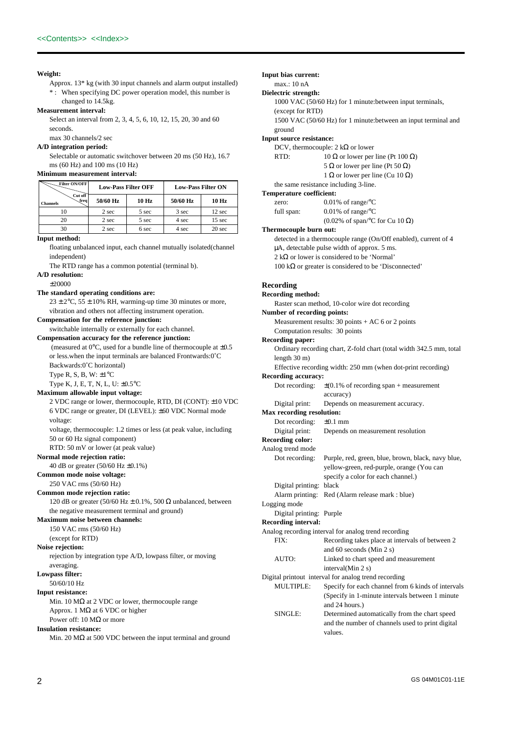**Weight:**

Approx. 13* kg (with 30 input channels and alarm output installed)

* : When specifying DC power operation model, this number is changed to 14.5kg.

**Measurement interval:**

Select an interval from 2, 3, 4, 5, 6, 10, 12, 15, 20, 30 and 60 seconds.

max 30 channels/2 sec

**A/D integration period:**

Selectable or automatic switchover between 20 ms (50 Hz), 16.7 ms (60 Hz) and 100 ms (10 Hz)

**Minimum measurement interval:**

| Filter ON/OFF / Cut off freq / Channels | Low-Pass Filter OFF | | Low-Pass Filter ON | |
|---|---|---|---|---|
| | 50/60 Hz | 10 Hz | 50/60 Hz | 10 Hz |
| 10 | 2 sec | 5 sec | 3 sec | 12 sec |
| 20 | 2 sec | 5 sec | 4 sec | 15 sec |
| 30 | 2 sec | 6 sec | 4 sec | 20 sec |

**Input method:**

floating unbalanced input, each channel mutually isolated(channel independent)

The RTD range has a common potential (terminal b).

**A/D resolution:**

±20000

**The standard operating conditions are:**

23 ± 2°C, 55 ± 10% RH, warming-up time 30 minutes or more, vibration and others not affecting instrument operation.

**Compensation for the reference junction:**

switchable internally or externally for each channel.

**Compensation accuracy for the reference junction:**

(measured at 0°C, used for a bundle line of thermocouple at ±0.5 or less.when the input terminals are balanced Frontwards:0˚C Backwards:0˚C horizontal)

Type R, S, B, W: ±1°C

Type K, J, E, T, N, L, U: ±0.5°C

**Maximum allowable input voltage:**

2 VDC range or lower, thermocouple, RTD, DI (CONT): ±10 VDC

6 VDC range or greater, DI (LEVEL): ±60 VDC Normal mode voltage:

voltage, thermocouple: 1.2 times or less (at peak value, including 50 or 60 Hz signal component)

RTD: 50 mV or lower (at peak value)

**Normal mode rejection ratio:**

40 dB or greater (50/60 Hz ±0.1%)

**Common mode noise voltage:**

250 VAC rms (50/60 Hz)

**Common mode rejection ratio:**

120 dB or greater (50/60 Hz ± 0.1%, 500 Ω unbalanced, between the negative measurement terminal and ground)

**Maximum noise between channels:**

150 VAC rms (50/60 Hz)

(except for RTD)

**Noise rejection:**

rejection by integration type A/D, lowpass filter, or moving averaging.

**Lowpass filter:**

50/60/10 Hz

**Input resistance:**

Min. 10 MΩ at 2 VDC or lower, thermocouple range

Approx. 1 MΩ at 6 VDC or higher

Power off: 10 MΩ or more

**Insulation resistance:**

Min. 20 MΩ at 500 VDC between the input terminal and ground

**Input bias current:**

max.: 10 nA

**Dielectric strength:**

1000 VAC (50/60 Hz) for 1 minute:between input terminals, (except for RTD)

1500 VAC (50/60 Hz) for 1 minute:between an input terminal and ground

**Input source resistance:**

DCV, thermocouple: 2 kΩ or lower

RTD: 10 Ω or lower per line (Pt 100 Ω)
5 Ω or lower per line (Pt 50 Ω)
1 Ω or lower per line (Cu 10 Ω)

the same resistance including 3-line.

**Temperature coefficient:**

zero: 0.01% of range/°C

full span: 0.01% of range/°C
(0.02% of span/°C for Cu 10 Ω)

**Thermocouple burn out:**

detected in a thermocouple range (On/Off enabled), current of 4 μA, detectable pulse width of approx. 5 ms.

2 kΩ or lower is considered to be 'Normal'

100 kΩ or greater is considered to be 'Disconnected'

## Recording

**Recording method:**

Raster scan method, 10-color wire dot recording

**Number of recording points:**

Measurement results: 30 points + AC 6 or 2 points

Computation results: 30 points

**Recording paper:**

Ordinary recording chart, Z-fold chart (total width 342.5 mm, total length 30 m)

Effective recording width: 250 mm (when dot-print recording)

**Recording accuracy:**

Dot recording: ±(0.1% of recording span + measurement accuracy)

Digital print: Depends on measurement accuracy.

**Max recording resolution:**

Dot recording: ±0.1 mm

Digital print: Depends on measurement resolution

**Recording color:**

Analog trend mode

Dot recording: Purple, red, green, blue, brown, black, navy blue, yellow-green, red-purple, orange (You can specify a color for each channel.)

Digital printing: black

Alarm printing: Red (Alarm release mark : blue)

Logging mode

Digital printing: Purple

**Recording interval:**

Analog recording interval for analog trend recording

FIX: Recording takes place at intervals of between 2 and 60 seconds (Min 2 s)

AUTO: Linked to chart speed and measurement interval(Min 2 s)

Digital printout interval for analog trend recording

MULTIPLE: Specify for each channel from 6 kinds of intervals (Specify in 1-minute intervals between 1 minute and 24 hours.)

SINGLE: Determined automatically from the chart speed and the number of channels used to print digital values.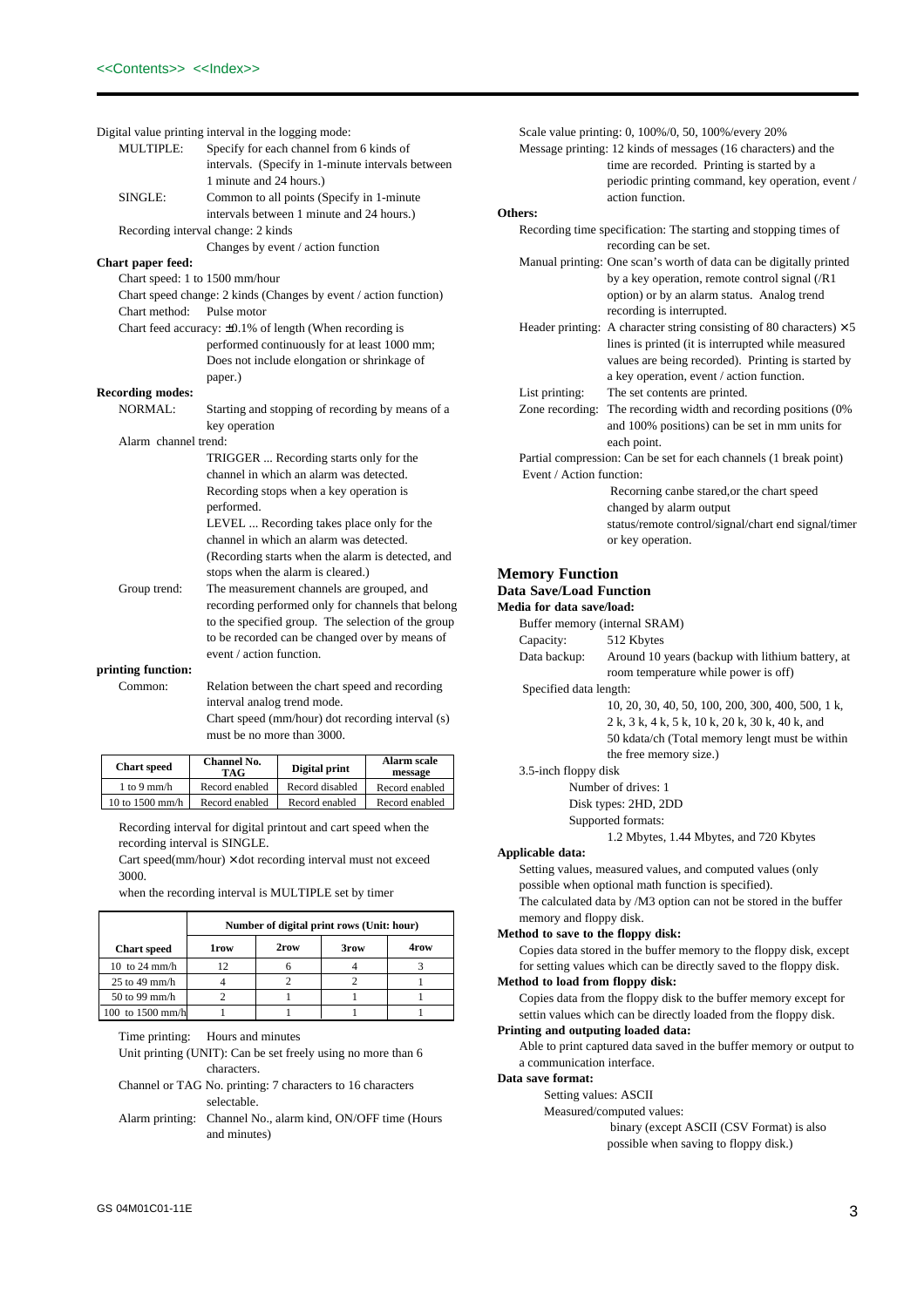Digital value printing interval in the logging mode:

MULTIPLE: Specify for each channel from 6 kinds of intervals. (Specify in 1-minute intervals between 1 minute and 24 hours.)

SINGLE: Common to all points (Specify in 1-minute intervals between 1 minute and 24 hours.)

Recording interval change: 2 kinds
Changes by event / action function

**Chart paper feed:**

Chart speed: 1 to 1500 mm/hour

Chart speed change: 2 kinds (Changes by event / action function)

Chart method: Pulse motor

Chart feed accuracy: ±0.1% of length (When recording is performed continuously for at least 1000 mm; Does not include elongation or shrinkage of paper.)

**Recording modes:**

NORMAL: Starting and stopping of recording by means of a key operation

Alarm channel trend:
TRIGGER ... Recording starts only for the channel in which an alarm was detected. Recording stops when a key operation is performed.
LEVEL ... Recording takes place only for the channel in which an alarm was detected. (Recording starts when the alarm is detected, and stops when the alarm is cleared.)

Group trend: The measurement channels are grouped, and recording performed only for channels that belong to the specified group. The selection of the group to be recorded can be changed over by means of event / action function.

**printing function:**

Common: Relation between the chart speed and recording interval analog trend mode.
Chart speed (mm/hour) dot recording interval (s) must be no more than 3000.

| Chart speed | Channel No. TAG | Digital print | Alarm scale message |
|---|---|---|---|
| 1 to 9 mm/h | Record enabled | Record disabled | Record enabled |
| 10 to 1500 mm/h | Record enabled | Record enabled | Record enabled |

Recording interval for digital printout and cart speed when the recording interval is SINGLE.
Cart speed(mm/hour) × dot recording interval must not exceed 3000.
when the recording interval is MULTIPLE set by timer

| | Number of digital print rows (Unit: hour) | | | |
|---|---|---|---|---|
| **Chart speed** | **1row** | **2row** | **3row** | **4row** |
| 10 to 24 mm/h | 12 | 6 | 4 | 3 |
| 25 to 49 mm/h | 4 | 2 | 2 | 1 |
| 50 to 99 mm/h | 2 | 1 | 1 | 1 |
| 100 to 1500 mm/h | 1 | 1 | 1 | 1 |

Time printing: Hours and minutes

Unit printing (UNIT): Can be set freely using no more than 6 characters.

Channel or TAG No. printing: 7 characters to 16 characters selectable.

Alarm printing: Channel No., alarm kind, ON/OFF time (Hours and minutes)

Scale value printing: 0, 100%/0, 50, 100%/every 20%

Message printing: 12 kinds of messages (16 characters) and the time are recorded. Printing is started by a periodic printing command, key operation, event / action function.

**Others:**

Recording time specification: The starting and stopping times of recording can be set.

Manual printing: One scan's worth of data can be digitally printed by a key operation, remote control signal (/R1 option) or by an alarm status. Analog trend recording is interrupted.

Header printing: A character string consisting of 80 characters) × 5 lines is printed (it is interrupted while measured values are being recorded). Printing is started by a key operation, event / action function.

List printing: The set contents are printed.

Zone recording: The recording width and recording positions (0% and 100% positions) can be set in mm units for each point.

Partial compression: Can be set for each channels (1 break point)

Event / Action function:
Recorning canbe stared,or the chart speed changed by alarm output status/remote control/signal/chart end signal/timer or key operation.

## Memory Function

### Data Save/Load Function

**Media for data save/load:**

Buffer memory (internal SRAM)

Capacity: 512 Kbytes

Data backup: Around 10 years (backup with lithium battery, at room temperature while power is off)

Specified data length:
10, 20, 30, 40, 50, 100, 200, 300, 400, 500, 1 k, 2 k, 3 k, 4 k, 5 k, 10 k, 20 k, 30 k, 40 k, and 50 kdata/ch (Total memory lengt must be within the free memory size.)

3.5-inch floppy disk
Number of drives: 1
Disk types: 2HD, 2DD
Supported formats:
1.2 Mbytes, 1.44 Mbytes, and 720 Kbytes

**Applicable data:**

Setting values, measured values, and computed values (only possible when optional math function is specified).
The calculated data by /M3 option can not be stored in the buffer memory and floppy disk.

**Method to save to the floppy disk:**

Copies data stored in the buffer memory to the floppy disk, except for setting values which can be directly saved to the floppy disk.

**Method to load from floppy disk:**

Copies data from the floppy disk to the buffer memory except for settin values which can be directly loaded from the floppy disk.

**Printing and outputing loaded data:**

Able to print captured data saved in the buffer memory or output to a communication interface.

**Data save format:**

Setting values: ASCII
Measured/computed values:
binary (except ASCII (CSV Format) is also possible when saving to floppy disk.)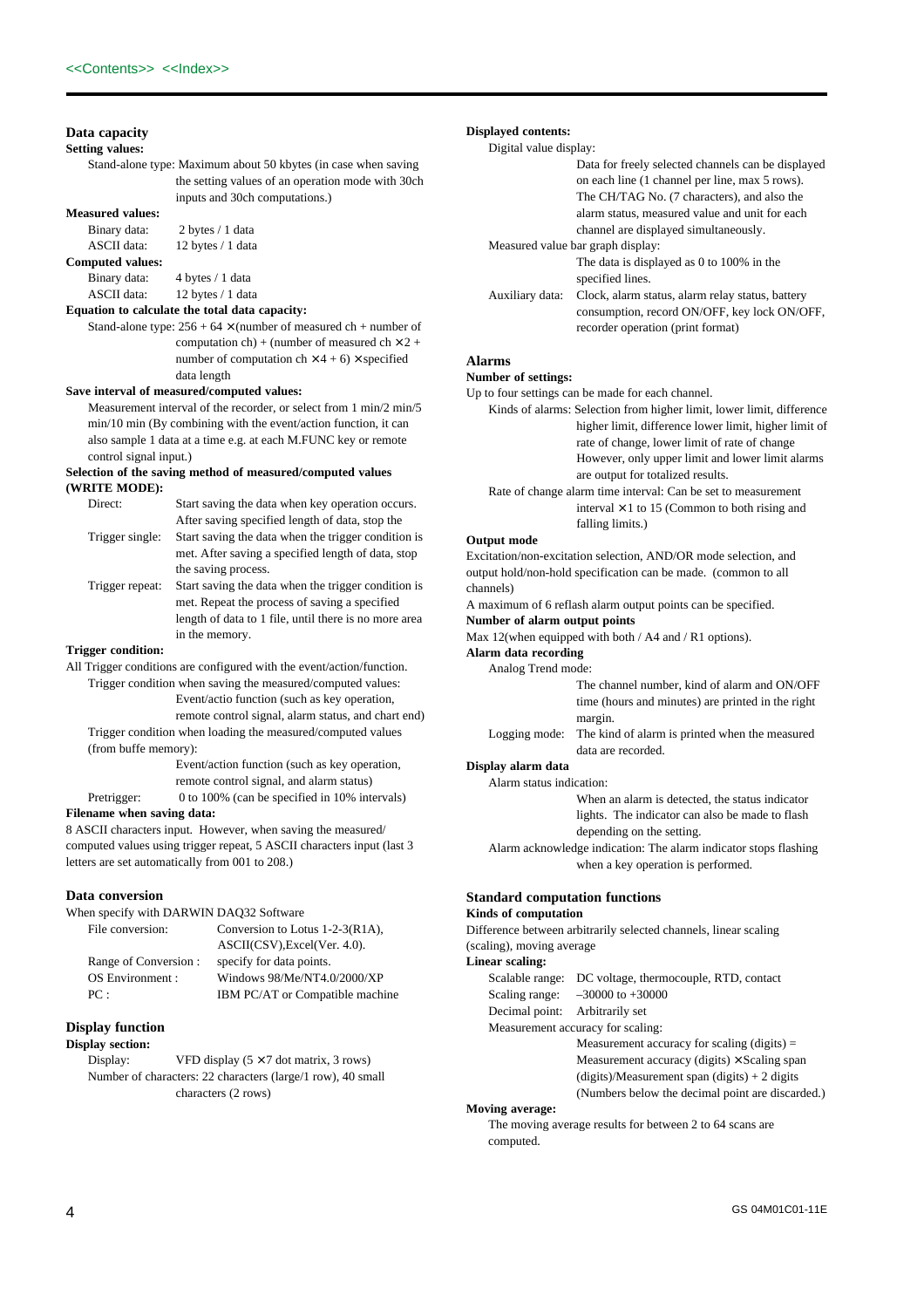## Data capacity

**Setting values:**

Stand-alone type: Maximum about 50 kbytes (in case when saving the setting values of an operation mode with 30ch inputs and 30ch computations.)

**Measured values:**

Binary data: 2 bytes / 1 data
ASCII data: 12 bytes / 1 data

**Computed values:**

Binary data: 4 bytes / 1 data
ASCII data: 12 bytes / 1 data

**Equation to calculate the total data capacity:**

Stand-alone type: 256 + 64 × (number of measured ch + number of computation ch) + (number of measured ch × 2 + number of computation ch × 4 + 6) × specified data length

**Save interval of measured/computed values:**

Measurement interval of the recorder, or select from 1 min/2 min/5 min/10 min (By combining with the event/action function, it can also sample 1 data at a time e.g. at each M.FUNC key or remote control signal input.)

**Selection of the saving method of measured/computed values (WRITE MODE):**

Direct: Start saving the data when key operation occurs. After saving specified length of data, stop the

Trigger single: Start saving the data when the trigger condition is met. After saving a specified length of data, stop the saving process.

Trigger repeat: Start saving the data when the trigger condition is met. Repeat the process of saving a specified length of data to 1 file, until there is no more area in the memory.

**Trigger condition:**

All Trigger conditions are configured with the event/action/function.

Trigger condition when saving the measured/computed values: Event/actio function (such as key operation, remote control signal, alarm status, and chart end)

Trigger condition when loading the measured/computed values (from buffe memory): Event/action function (such as key operation, remote control signal, and alarm status)

Pretrigger: 0 to 100% (can be specified in 10% intervals)

**Filename when saving data:**

8 ASCII characters input. However, when saving the measured/ computed values using trigger repeat, 5 ASCII characters input (last 3 letters are set automatically from 001 to 208.)

## Data conversion

When specify with DARWIN DAQ32 Software

File conversion: Conversion to Lotus 1-2-3(R1A), ASCII(CSV),Excel(Ver. 4.0).
Range of Conversion : specify for data points.
OS Environment : Windows 98/Me/NT4.0/2000/XP
PC : IBM PC/AT or Compatible machine

## Display function

**Display section:**

Display: VFD display (5 × 7 dot matrix, 3 rows)
Number of characters: 22 characters (large/1 row), 40 small characters (2 rows)

**Displayed contents:**

Digital value display:
Data for freely selected channels can be displayed on each line (1 channel per line, max 5 rows). The CH/TAG No. (7 characters), and also the alarm status, measured value and unit for each channel are displayed simultaneously.

Measured value bar graph display:
The data is displayed as 0 to 100% in the specified lines.

Auxiliary data: Clock, alarm status, alarm relay status, battery consumption, record ON/OFF, key lock ON/OFF, recorder operation (print format)

## Alarms

**Number of settings:**

Up to four settings can be made for each channel.

Kinds of alarms: Selection from higher limit, lower limit, difference higher limit, difference lower limit, higher limit of rate of change, lower limit of rate of change However, only upper limit and lower limit alarms are output for totalized results.

Rate of change alarm time interval: Can be set to measurement interval × 1 to 15 (Common to both rising and falling limits.)

**Output mode**

Excitation/non-excitation selection, AND/OR mode selection, and output hold/non-hold specification can be made. (common to all channels)

A maximum of 6 reflash alarm output points can be specified.

**Number of alarm output points**

Max 12(when equipped with both / A4 and / R1 options).

**Alarm data recording**

Analog Trend mode:
The channel number, kind of alarm and ON/OFF time (hours and minutes) are printed in the right margin.

Logging mode: The kind of alarm is printed when the measured data are recorded.

**Display alarm data**

Alarm status indication:
When an alarm is detected, the status indicator lights. The indicator can also be made to flash depending on the setting.

Alarm acknowledge indication: The alarm indicator stops flashing when a key operation is performed.

## Standard computation functions

**Kinds of computation**

Difference between arbitrarily selected channels, linear scaling (scaling), moving average

**Linear scaling:**

Scalable range: DC voltage, thermocouple, RTD, contact
Scaling range: –30000 to +30000
Decimal point: Arbitrarily set

Measurement accuracy for scaling:
Measurement accuracy for scaling (digits) = Measurement accuracy (digits) × Scaling span (digits)/Measurement span (digits) + 2 digits (Numbers below the decimal point are discarded.)

**Moving average:**

The moving average results for between 2 to 64 scans are computed.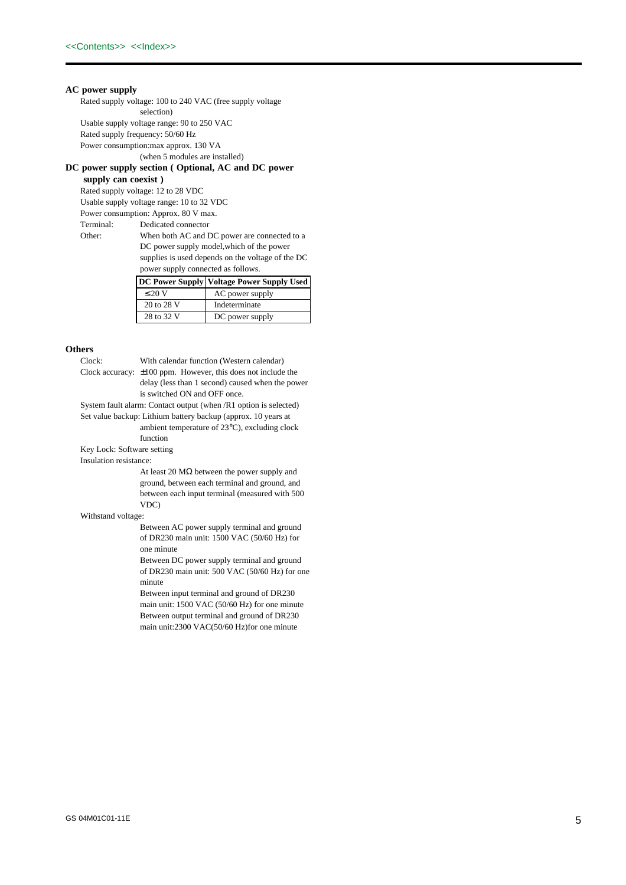**AC power supply**

Rated supply voltage: 100 to 240 VAC (free supply voltage selection)

Usable supply voltage range: 90 to 250 VAC

Rated supply frequency: 50/60 Hz

Power consumption:max approx. 130 VA (when 5 modules are installed)

**DC power supply section ( Optional, AC and DC power supply can coexist )**

Rated supply voltage: 12 to 28 VDC

Usable supply voltage range: 10 to 32 VDC

Power consumption: Approx. 80 V max.

Terminal: Dedicated connector

Other: When both AC and DC power are connected to a DC power supply model,which of the power supplies is used depends on the voltage of the DC power supply connected as follows.

| DC Power Supply | Voltage Power Supply Used |
|---|---|
| ≤ 20 V | AC power supply |
| 20 to 28 V | Indeterminate |
| 28 to 32 V | DC power supply |

**Others**

Clock: With calendar function (Western calendar)

Clock accuracy: ±100 ppm. However, this does not include the delay (less than 1 second) caused when the power is switched ON and OFF once.

System fault alarm: Contact output (when /R1 option is selected)

Set value backup: Lithium battery backup (approx. 10 years at ambient temperature of 23°C), excluding clock function

Key Lock: Software setting

Insulation resistance:

At least 20 MΩ between the power supply and ground, between each terminal and ground, and between each input terminal (measured with 500 VDC)

Withstand voltage:

Between AC power supply terminal and ground of DR230 main unit: 1500 VAC (50/60 Hz) for one minute

Between DC power supply terminal and ground of DR230 main unit: 500 VAC (50/60 Hz) for one minute

Between input terminal and ground of DR230 main unit: 1500 VAC (50/60 Hz) for one minute

Between output terminal and ground of DR230 main unit:2300 VAC(50/60 Hz)for one minute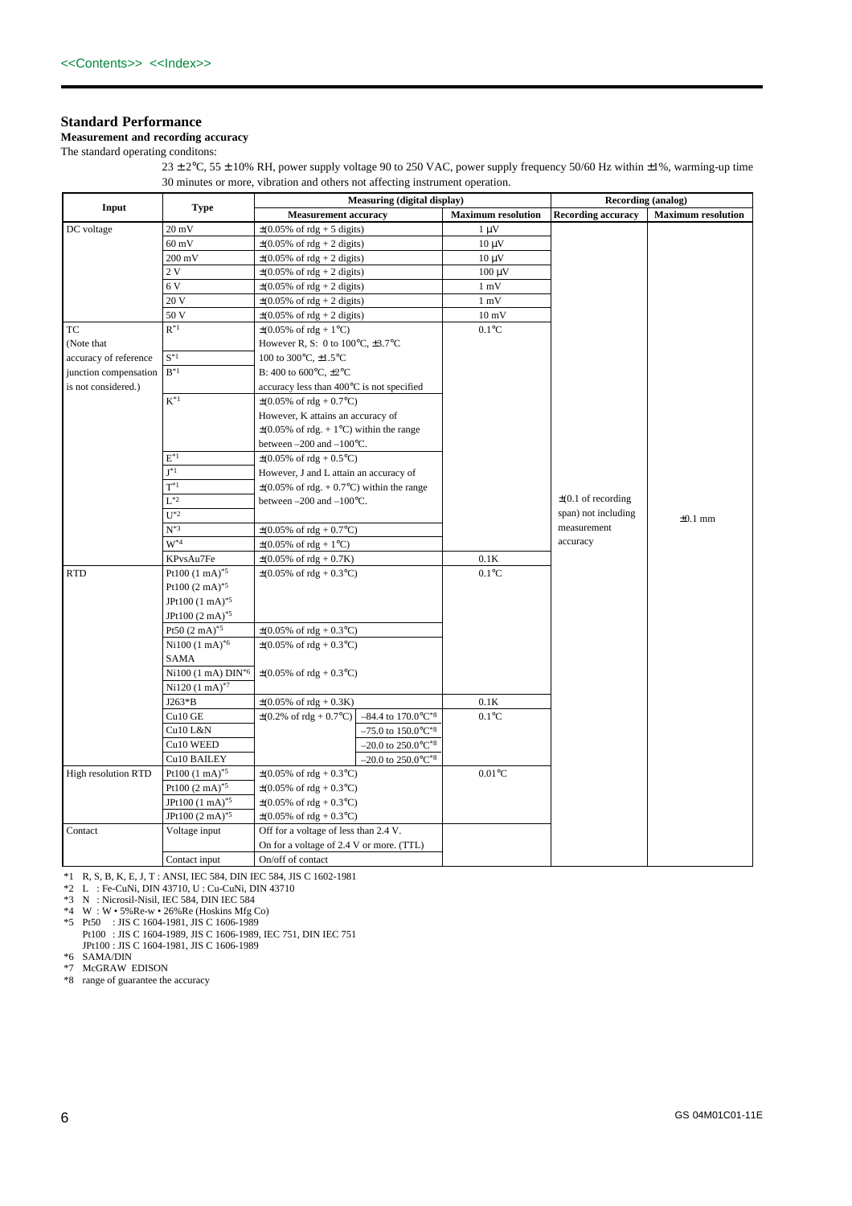## Standard Performance

**Measurement and recording accuracy**

The standard operating conditons:

23 ± 2°C, 55 ± 10% RH, power supply voltage 90 to 250 VAC, power supply frequency 50/60 Hz within ±1%, warming-up time 30 minutes or more, vibration and others not affecting instrument operation.

| Input | Type | Measuring (digital display) | | | Recording (analog) | |
|---|---|---|---|---|---|---|
| | | Measurement accuracy | | Maximum resolution | Recording accuracy | Maximum resolution |
| DC voltage | 20 mV | ±(0.05% of rdg + 5 digits) | | 1 μV | ±(0.1 of recording span) not including measurement accuracy | ±0.1 mm |
| | 60 mV | ±(0.05% of rdg + 2 digits) | | 10 μV | | |
| | 200 mV | ±(0.05% of rdg + 2 digits) | | 10 μV | | |
| | 2 V | ±(0.05% of rdg + 2 digits) | | 100 μV | | |
| | 6 V | ±(0.05% of rdg + 2 digits) | | 1 mV | | |
| | 20 V | ±(0.05% of rdg + 2 digits) | | 1 mV | | |
| | 50 V | ±(0.05% of rdg + 2 digits) | | 10 mV | | |
| TC (Note that accuracy of reference junction compensation is not considered.) | R*1 | ±(0.05% of rdg + 1°C) However R, S: 0 to 100°C, ±3.7°C | | 0.1°C | | |
| | S*1 | 100 to 300°C, ±1.5°C | | | | |
| | B*1 | B: 400 to 600°C, ±2°C accuracy less than 400°C is not specified | | | | |
| | K*1 | ±(0.05% of rdg + 0.7°C) However, K attains an accuracy of ±(0.05% of rdg. + 1°C) within the range between –200 and –100°C. | | | | |
| | E*1 | ±(0.05% of rdg + 0.5°C) | | | | |
| | J*1 | However, J and L attain an accuracy of ±(0.05% of rdg. + 0.7°C) within the range between –200 and –100°C. | | | | |
| | T*1 | | | | | |
| | L*2 | | | | | |
| | U*2 | | | | | |
| | N*3 | ±(0.05% of rdg + 0.7°C) | | | | |
| | W*4 | ±(0.05% of rdg + 1°C) | | | | |
| | KPvsAu7Fe | ±(0.05% of rdg + 0.7K) | | 0.1K | | |
| RTD | Pt100 (1 mA)*5 | ±(0.05% of rdg + 0.3°C) | | 0.1°C | | |
| | Pt100 (2 mA)*5 | | | | | |
| | JPt100 (1 mA)*5 | | | | | |
| | JPt100 (2 mA)*5 | | | | | |
| | Pt50 (2 mA)*5 | ±(0.05% of rdg + 0.3°C) | | | | |
| | Ni100 (1 mA)*6 SAMA | ±(0.05% of rdg + 0.3°C) | | | | |
| | Ni100 (1 mA) DIN*6 | ±(0.05% of rdg + 0.3°C) | | | | |
| | Ni120 (1 mA)*7 | | | | | |
| | J263*B | ±(0.05% of rdg + 0.3K) | | 0.1K | | |
| | Cu10 GE | ±(0.2% of rdg + 0.7°C) | –84.4 to 170.0°C*8 | 0.1°C | | |
| | Cu10 L&N | | –75.0 to 150.0°C*8 | | | |
| | Cu10 WEED | | –20.0 to 250.0°C*8 | | | |
| | Cu10 BAILEY | | –20.0 to 250.0°C*8 | | | |
| High resolution RTD | Pt100 (1 mA)*5 | ±(0.05% of rdg + 0.3°C) | | 0.01°C | | |
| | Pt100 (2 mA)*5 | ±(0.05% of rdg + 0.3°C) | | | | |
| | JPt100 (1 mA)*5 | ±(0.05% of rdg + 0.3°C) | | | | |
| | JPt100 (2 mA)*5 | ±(0.05% of rdg + 0.3°C) | | | | |
| Contact | Voltage input | Off for a voltage of less than 2.4 V. On for a voltage of 2.4 V or more. (TTL) | | | | |
| | Contact input | On/off of contact | | | | |

*1 R, S, B, K, E, J, T : ANSI, IEC 584, DIN IEC 584, JIS C 1602-1981
*2 L : Fe-CuNi, DIN 43710, U : Cu-CuNi, DIN 43710
*3 N : Nicrosil-Nisil, IEC 584, DIN IEC 584
*4 W : W • 5%Re-w • 26%Re (Hoskins Mfg Co)
*5 Pt50 : JIS C 1604-1981, JIS C 1606-1989
Pt100 : JIS C 1604-1989, JIS C 1606-1989, IEC 751, DIN IEC 751
JPt100 : JIS C 1604-1981, JIS C 1606-1989
*6 SAMA/DIN
*7 McGRAW EDISON
*8 range of guarantee the accuracy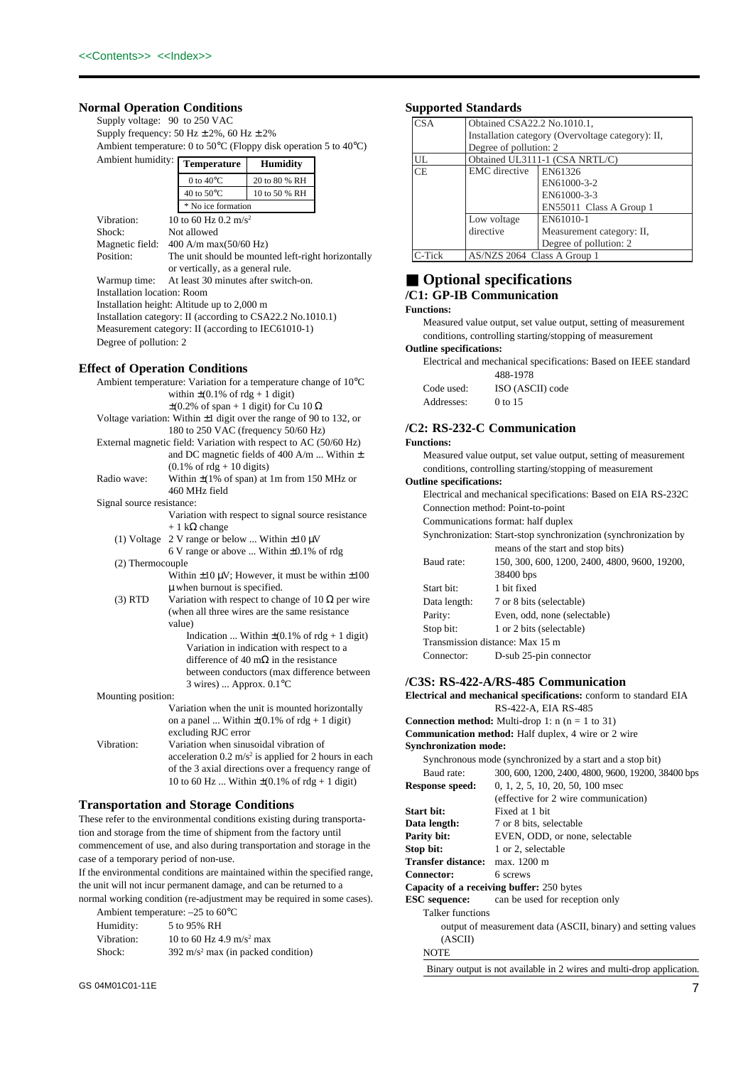<<Contents>> <<Index>>

### Normal Operation Conditions

Supply voltage: 90 to 250 VAC

Supply frequency: 50 Hz ±2%, 60 Hz ±2%

Ambient temperature: 0 to 50°C (Floppy disk operation 5 to 40°C)

Ambient humidity:

| Temperature | Humidity |
|---|---|
| 0 to 40°C | 20 to 80 % RH |
| 40 to 50°C | 10 to 50 % RH |
| * No ice formation | |

Vibration: 10 to 60 Hz 0.2 $m/s^2$

Shock: Not allowed

Magnetic field: 400 A/m max(50/60 Hz)

Position: The unit should be mounted left-right horizontally or vertically, as a general rule.

Warmup time: At least 30 minutes after switch-on.

Installation location: Room

Installation height: Altitude up to 2,000 m

Installation category: II (according to CSA22.2 No.1010.1)

Measurement category: II (according to IEC61010-1)

Degree of pollution: 2

### Effect of Operation Conditions

Ambient temperature: Variation for a temperature change of 10°C within ±(0.1% of rdg + 1 digit) ±(0.2% of span + 1 digit) for Cu 10 Ω

Voltage variation: Within ±1 digit over the range of 90 to 132, or 180 to 250 VAC (frequency 50/60 Hz)

External magnetic field: Variation with respect to AC (50/60 Hz) and DC magnetic fields of 400 A/m ... Within ±(0.1% of rdg + 10 digits)

Radio wave: Within ±(1% of span) at 1m from 150 MHz or 460 MHz field

Signal source resistance:
Variation with respect to signal source resistance + 1 kΩ change

(1) Voltage 2 V range or below ... Within ±10 μV
6 V range or above ... Within ±0.1% of rdg

(2) Thermocouple
Within ±10 μV; However, it must be within ±100 μ when burnout is specified.

(3) RTD Variation with respect to change of 10 Ω per wire (when all three wires are the same resistance value)
Indication ... Within ±(0.1% of rdg + 1 digit)
Variation in indication with respect to a difference of 40 mΩ in the resistance between conductors (max difference between 3 wires) ... Approx. 0.1°C

Mounting position:
Variation when the unit is mounted horizontally on a panel ... Within ±(0.1% of rdg + 1 digit) excluding RJC error

Vibration: Variation when sinusoidal vibration of acceleration 0.2 $m/s^2$ is applied for 2 hours in each of the 3 axial directions over a frequency range of 10 to 60 Hz ... Within ±(0.1% of rdg + 1 digit)

### Transportation and Storage Conditions

These refer to the environmental conditions existing during transportation and storage from the time of shipment from the factory until commencement of use, and also during transportation and storage in the case of a temporary period of non-use.

If the environmental conditions are maintained within the specified range, the unit will not incur permanent damage, and can be returned to a normal working condition (re-adjustment may be required in some cases).

Ambient temperature: –25 to 60°C

Humidity: 5 to 95% RH

Vibration: 10 to 60 Hz 4.9 $m/s^2$ max

Shock: 392 $m/s^2$ max (in packed condition)

### Supported Standards

| | | |
|---|---|---|
| CSA | Obtained CSA22.2 No.1010.1, Installation category (Overvoltage category): II, Degree of pollution: 2 | |
| UL | Obtained UL3111-1 (CSA NRTL/C) | |
| CE | EMC directive | EN61326<br>EN61000-3-2<br>EN61000-3-3<br>EN55011 Class A Group 1 |
| | Low voltage directive | EN61010-1<br>Measurement category: II,<br>Degree of pollution: 2 |
| C-Tick | AS/NZS 2064 Class A Group 1 | |

## ■ Optional specifications

### /C1: GP-IB Communication

**Functions:**

Measured value output, set value output, setting of measurement conditions, controlling starting/stopping of measurement

**Outline specifications:**

Electrical and mechanical specifications: Based on IEEE standard 488-1978

Code used: ISO (ASCII) code

Addresses: 0 to 15

### /C2: RS-232-C Communication

**Functions:**

Measured value output, set value output, setting of measurement conditions, controlling starting/stopping of measurement

**Outline specifications:**

Electrical and mechanical specifications: Based on EIA RS-232C

Connection method: Point-to-point

Communications format: half duplex

Synchronization: Start-stop synchronization (synchronization by means of the start and stop bits)

Baud rate: 150, 300, 600, 1200, 2400, 4800, 9600, 19200, 38400 bps

Start bit: 1 bit fixed

Data length: 7 or 8 bits (selectable)

Parity: Even, odd, none (selectable)

Stop bit: 1 or 2 bits (selectable)

Transmission distance: Max 15 m

Connector: D-sub 25-pin connector

### /C3S: RS-422-A/RS-485 Communication

**Electrical and mechanical specifications:** conform to standard EIA RS-422-A, EIA RS-485

**Connection method:** Multi-drop 1: n (n = 1 to 31)

**Communication method:** Half duplex, 4 wire or 2 wire

**Synchronization mode:**

Synchronous mode (synchronized by a start and a stop bit)

Baud rate: 300, 600, 1200, 2400, 4800, 9600, 19200, 38400 bps

**Response speed:** 0, 1, 2, 5, 10, 20, 50, 100 msec (effective for 2 wire communication)

**Start bit:** Fixed at 1 bit

**Data length:** 7 or 8 bits, selectable

**Parity bit:** EVEN, ODD, or none, selectable

**Stop bit:** 1 or 2, selectable

**Transfer distance:** max. 1200 m

**Connector:** 6 screws

**Capacity of a receiving buffer:** 250 bytes

**ESC sequence:** can be used for reception only

Talker functions

output of measurement data (ASCII, binary) and setting values (ASCII)

NOTE

Binary output is not available in 2 wires and multi-drop application.

GS 04M01C01-11E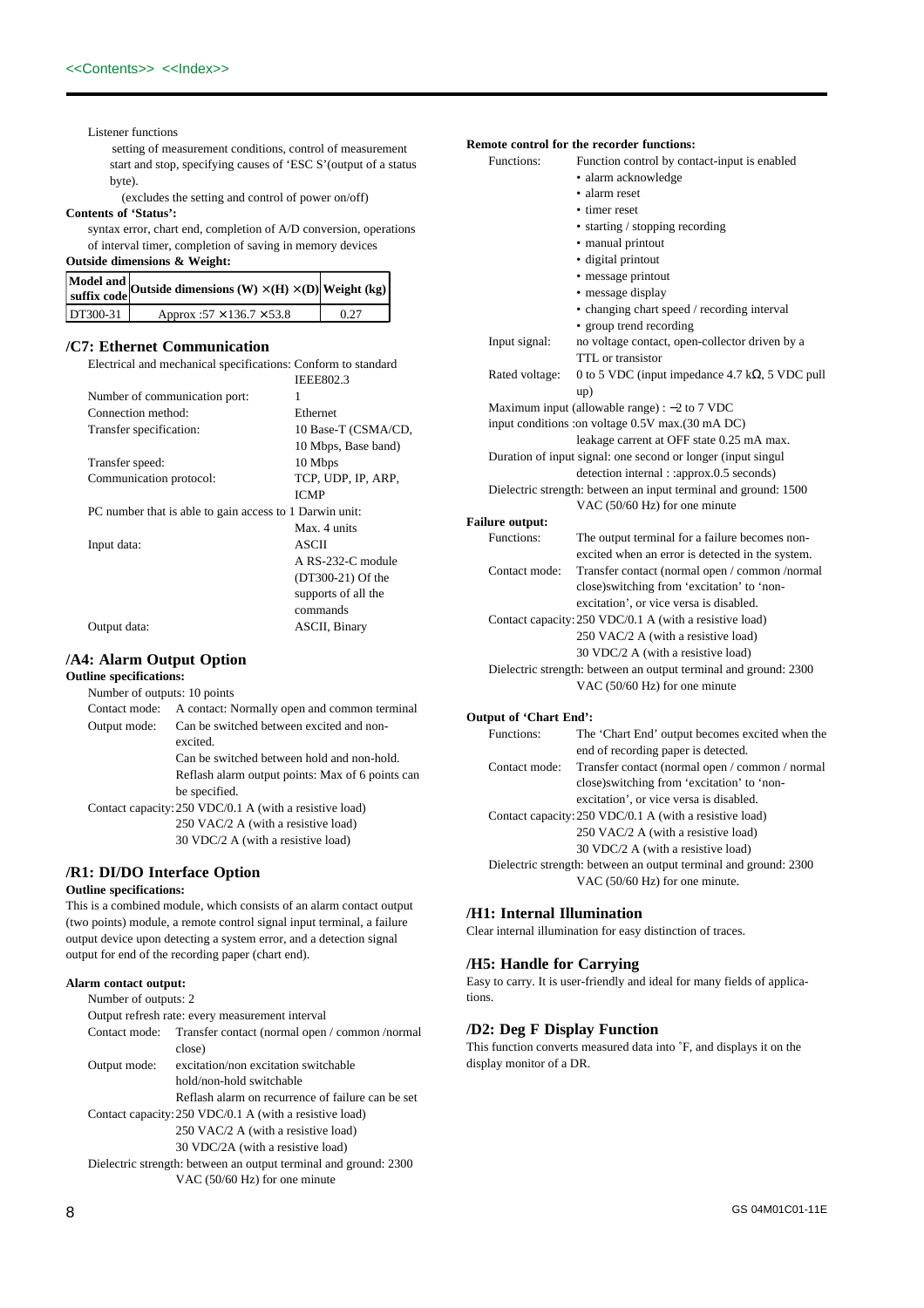Listener functions

setting of measurement conditions, control of measurement start and stop, specifying causes of 'ESC S'(output of a status byte).

(excludes the setting and control of power on/off)

**Contents of 'Status':**

syntax error, chart end, completion of A/D conversion, operations of interval timer, completion of saving in memory devices

**Outside dimensions & Weight:**

| Model and suffix code | Outside dimensions (W) ×(H) ×(D) | Weight (kg) |
|---|---|---|
| DT300-31 | Approx :57 ×136.7 ×53.8 | 0.27 |

## /C7: Ethernet Communication

Electrical and mechanical specifications: Conform to standard IEEE802.3

Number of communication port: 1

Connection method: Ethernet

Transfer specification: 10 Base-T (CSMA/CD, 10 Mbps, Base band)

Transfer speed: 10 Mbps

Communication protocol: TCP, UDP, IP, ARP, ICMP

PC number that is able to gain access to 1 Darwin unit: Max. 4 units

Input data: ASCII
A RS-232-C module (DT300-21) Of the supports of all the commands

Output data: ASCII, Binary

## /A4: Alarm Output Option

**Outline specifications:**

Number of outputs: 10 points

Contact mode: A contact: Normally open and common terminal

Output mode: Can be switched between excited and non-excited.
Can be switched between hold and non-hold.
Reflash alarm output points: Max of 6 points can be specified.

Contact capacity: 250 VDC/0.1 A (with a resistive load)
250 VAC/2 A (with a resistive load)
30 VDC/2 A (with a resistive load)

## /R1: DI/DO Interface Option

**Outline specifications:**

This is a combined module, which consists of an alarm contact output (two points) module, a remote control signal input terminal, a failure output device upon detecting a system error, and a detection signal output for end of the recording paper (chart end).

**Alarm contact output:**

Number of outputs: 2

Output refresh rate: every measurement interval

Contact mode: Transfer contact (normal open / common /normal close)

Output mode: excitation/non excitation switchable
hold/non-hold switchable
Reflash alarm on recurrence of failure can be set

Contact capacity: 250 VDC/0.1 A (with a resistive load)
250 VAC/2 A (with a resistive load)
30 VDC/2A (with a resistive load)

Dielectric strength: between an output terminal and ground: 2300 VAC (50/60 Hz) for one minute

**Remote control for the recorder functions:**

Functions: Function control by contact-input is enabled

- alarm acknowledge
- alarm reset
- timer reset
- starting / stopping recording
- manual printout
- digital printout
- message printout
- message display
- changing chart speed / recording interval
- group trend recording

Input signal: no voltage contact, open-collector driven by a TTL or transistor

Rated voltage: 0 to 5 VDC (input impedance 4.7 kΩ, 5 VDC pull up)

Maximum input (allowable range) : −2 to 7 VDC

input conditions :on voltage 0.5V max.(30 mA DC)
leakage current at OFF state 0.25 mA max.

Duration of input signal: one second or longer (input singul detection internal : :approx.0.5 seconds)

Dielectric strength: between an input terminal and ground: 1500 VAC (50/60 Hz) for one minute

**Failure output:**

Functions: The output terminal for a failure becomes non-excited when an error is detected in the system.

Contact mode: Transfer contact (normal open / common /normal close)switching from 'excitation' to 'non-excitation', or vice versa is disabled.

Contact capacity: 250 VDC/0.1 A (with a resistive load)
250 VAC/2 A (with a resistive load)
30 VDC/2 A (with a resistive load)

Dielectric strength: between an output terminal and ground: 2300 VAC (50/60 Hz) for one minute

**Output of 'Chart End':**

Functions: The 'Chart End' output becomes excited when the end of recording paper is detected.

Contact mode: Transfer contact (normal open / common / normal close)switching from 'excitation' to 'non-excitation', or vice versa is disabled.

Contact capacity: 250 VDC/0.1 A (with a resistive load)
250 VAC/2 A (with a resistive load)
30 VDC/2 A (with a resistive load)

Dielectric strength: between an output terminal and ground: 2300 VAC (50/60 Hz) for one minute.

## /H1: Internal Illumination

Clear internal illumination for easy distinction of traces.

## /H5: Handle for Carrying

Easy to carry. It is user-friendly and ideal for many fields of applications.

## /D2: Deg F Display Function

This function converts measured data into ˚F, and displays it on the display monitor of a DR.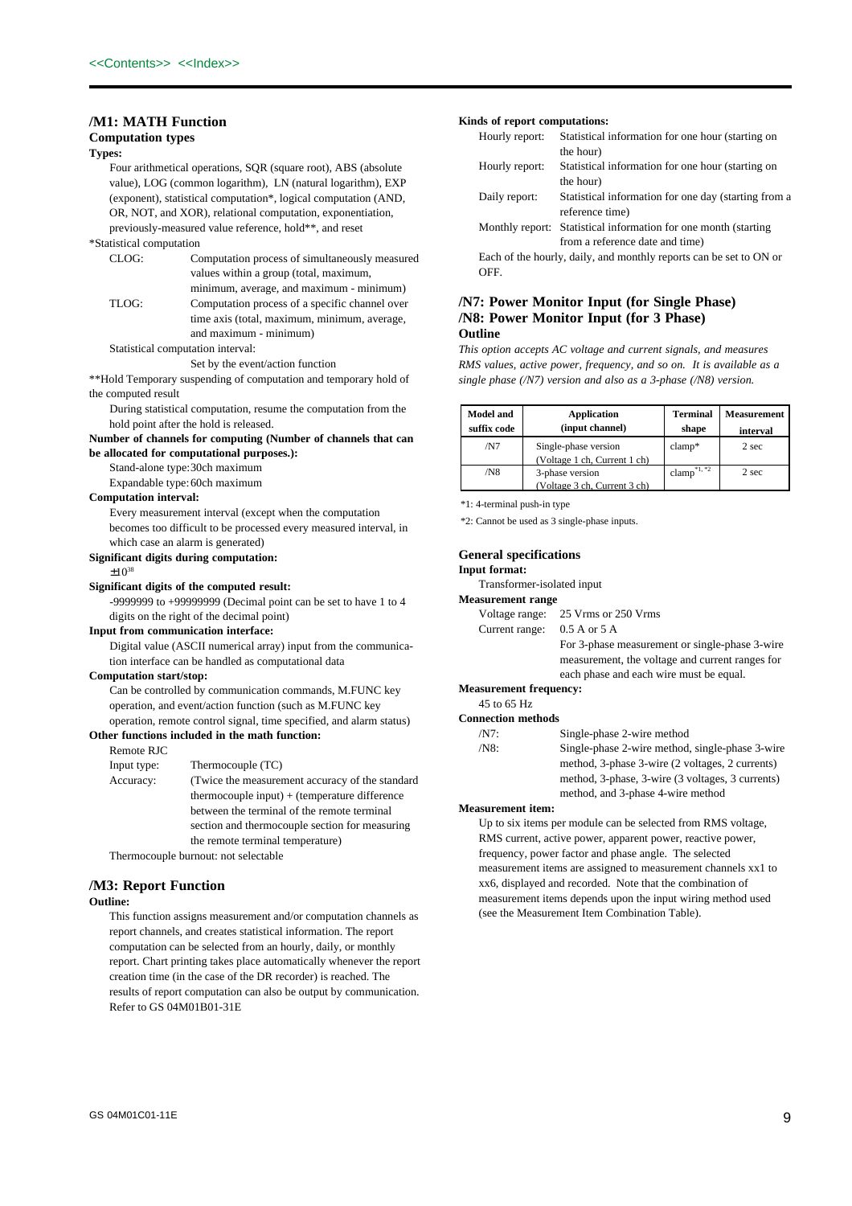## /M1: MATH Function

### Computation types

**Types:**

Four arithmetical operations, SQR (square root), ABS (absolute value), LOG (common logarithm), LN (natural logarithm), EXP (exponent), statistical computation*, logical computation (AND, OR, NOT, and XOR), relational computation, exponentiation, previously-measured value reference, hold**, and reset

*Statistical computation

CLOG: Computation process of simultaneously measured values within a group (total, maximum, minimum, average, and maximum - minimum)

TLOG: Computation process of a specific channel over time axis (total, maximum, minimum, average, and maximum - minimum)

Statistical computation interval:
Set by the event/action function

**Hold Temporary suspending of computation and temporary hold of the computed result

During statistical computation, resume the computation from the hold point after the hold is released.

**Number of channels for computing (Number of channels that can be allocated for computational purposes.):**

Stand-alone type: 30ch maximum
Expandable type: 60ch maximum

**Computation interval:**

Every measurement interval (except when the computation becomes too difficult to be processed every measured interval, in which case an alarm is generated)

**Significant digits during computation:**

$\pm 10^{38}$

**Significant digits of the computed result:**

-9999999 to +99999999 (Decimal point can be set to have 1 to 4 digits on the right of the decimal point)

**Input from communication interface:**

Digital value (ASCII numerical array) input from the communication interface can be handled as computational data

**Computation start/stop:**

Can be controlled by communication commands, M.FUNC key operation, and event/action function (such as M.FUNC key operation, remote control signal, time specified, and alarm status)

**Other functions included in the math function:**

Remote RJC

Input type: Thermocouple (TC)

Accuracy: (Twice the measurement accuracy of the standard thermocouple input) + (temperature difference between the terminal of the remote terminal section and thermocouple section for measuring the remote terminal temperature)

Thermocouple burnout: not selectable

## /M3: Report Function

**Outline:**

This function assigns measurement and/or computation channels as report channels, and creates statistical information. The report computation can be selected from an hourly, daily, or monthly report. Chart printing takes place automatically whenever the report creation time (in the case of the DR recorder) is reached. The results of report computation can also be output by communication. Refer to GS 04M01B01-31E

**Kinds of report computations:**

Hourly report: Statistical information for one hour (starting on the hour)

Hourly report: Statistical information for one hour (starting on the hour)

Daily report: Statistical information for one day (starting from a reference time)

Monthly report: Statistical information for one month (starting from a reference date and time)

Each of the hourly, daily, and monthly reports can be set to ON or OFF.

## /N7: Power Monitor Input (for Single Phase)
## /N8: Power Monitor Input (for 3 Phase)

### Outline

*This option accepts AC voltage and current signals, and measures RMS values, active power, frequency, and so on. It is available as a single phase (/N7) version and also as a 3-phase (/N8) version.*

| Model and suffix code | Application (input channel) | Terminal shape | Measurement interval |
|---|---|---|---|
| /N7 | Single-phase version (Voltage 1 ch, Current 1 ch) | clamp* | 2 sec |
| /N8 | 3-phase version (Voltage 3 ch, Current 3 ch) | clamp*1, *2 | 2 sec |

*1: 4-terminal push-in type

*2: Cannot be used as 3 single-phase inputs.

### General specifications

**Input format:**

Transformer-isolated input

**Measurement range**

Voltage range: 25 Vrms or 250 Vrms

Current range: 0.5 A or 5 A

For 3-phase measurement or single-phase 3-wire measurement, the voltage and current ranges for each phase and each wire must be equal.

**Measurement frequency:**

45 to 65 Hz

**Connection methods**

/N7: Single-phase 2-wire method

/N8: Single-phase 2-wire method, single-phase 3-wire method, 3-phase 3-wire (2 voltages, 2 currents) method, 3-phase, 3-wire (3 voltages, 3 currents) method, and 3-phase 4-wire method

**Measurement item:**

Up to six items per module can be selected from RMS voltage, RMS current, active power, apparent power, reactive power, frequency, power factor and phase angle. The selected measurement items are assigned to measurement channels xx1 to xx6, displayed and recorded. Note that the combination of measurement items depends upon the input wiring method used (see the Measurement Item Combination Table).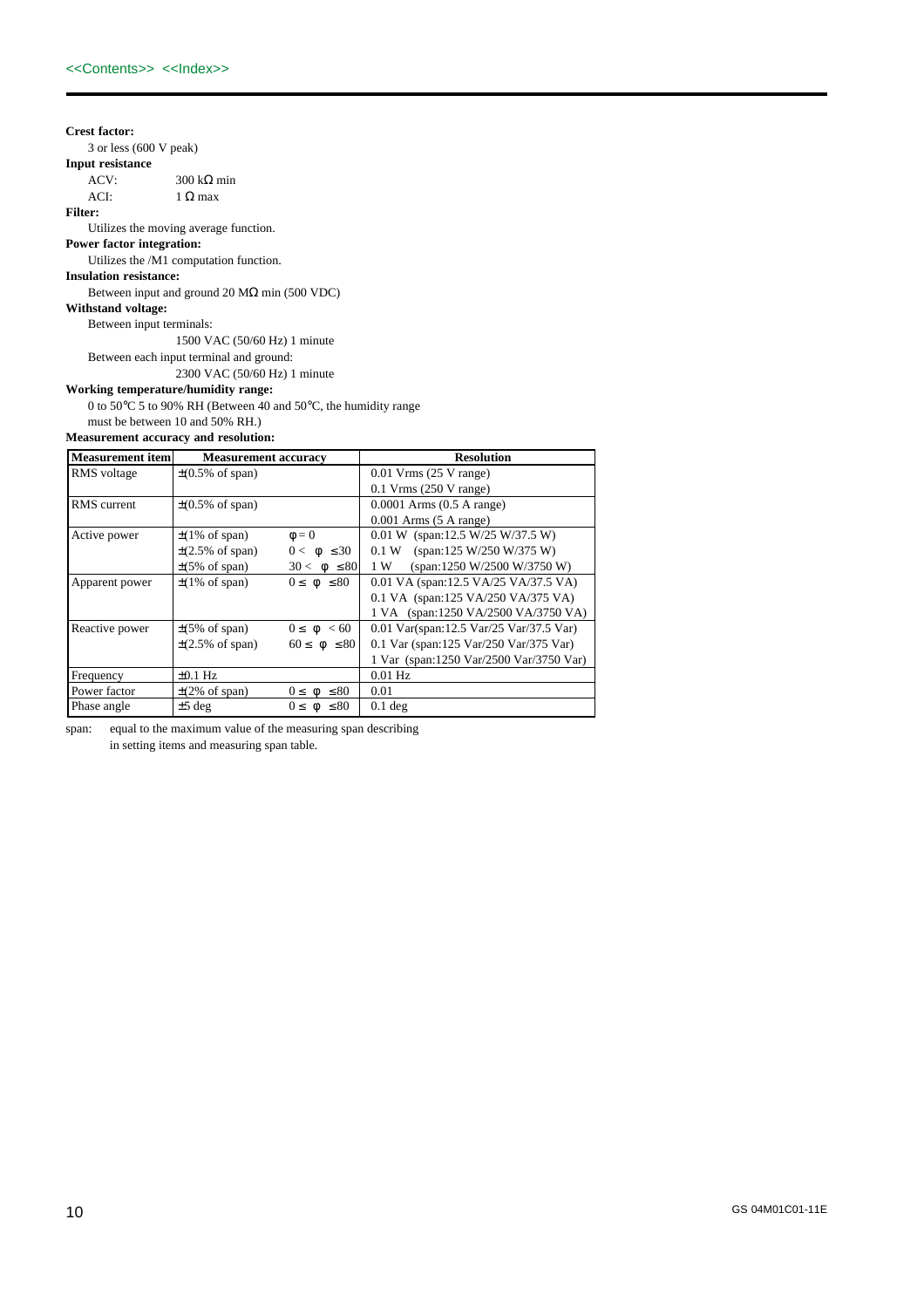**Crest factor:**

3 or less (600 V peak)

**Input resistance**

ACV: 300 kΩ min

ACI: 1 Ω max

**Filter:**

Utilizes the moving average function.

**Power factor integration:**

Utilizes the /M1 computation function.

**Insulation resistance:**

Between input and ground 20 MΩ min (500 VDC)

**Withstand voltage:**

Between input terminals:

1500 VAC (50/60 Hz) 1 minute

Between each input terminal and ground:

2300 VAC (50/60 Hz) 1 minute

**Working temperature/humidity range:**

0 to 50°C 5 to 90% RH (Between 40 and 50°C, the humidity range must be between 10 and 50% RH.)

**Measurement accuracy and resolution:**

| Measurement item | Measurement accuracy | | Resolution |
|---|---|---|---|
| RMS voltage | ±(0.5% of span) | | 0.01 Vrms (25 V range)<br>0.1 Vrms (250 V range) |
| RMS current | ±(0.5% of span) | | 0.0001 Arms (0.5 A range)<br>0.001 Arms (5 A range) |
| Active power | ±(1% of span)<br>±(2.5% of span)<br>±(5% of span) | $\phi = 0$<br>$0 < \phi \leq 30$<br>$30 < \phi \leq 80$ | 0.01 W (span:12.5 W/25 W/37.5 W)<br>0.1 W (span:125 W/250 W/375 W)<br>1 W (span:1250 W/2500 W/3750 W) |
| Apparent power | ±(1% of span) | $0 \leq \phi \leq 80$ | 0.01 VA (span:12.5 VA/25 VA/37.5 VA)<br>0.1 VA (span:125 VA/250 VA/375 VA)<br>1 VA (span:1250 VA/2500 VA/3750 VA) |
| Reactive power | ±(5% of span)<br>±(2.5% of span) | $0 \leq \phi < 60$<br>$60 \leq \phi \leq 80$ | 0.01 Var(span:12.5 Var/25 Var/37.5 Var)<br>0.1 Var (span:125 Var/250 Var/375 Var)<br>1 Var (span:1250 Var/2500 Var/3750 Var) |
| Frequency | ±0.1 Hz | | 0.01 Hz |
| Power factor | ±(2% of span) | $0 \leq \phi \leq 80$ | 0.01 |
| Phase angle | ±5 deg | $0 \leq \phi \leq 80$ | 0.1 deg |

span: equal to the maximum value of the measuring span describing in setting items and measuring span table.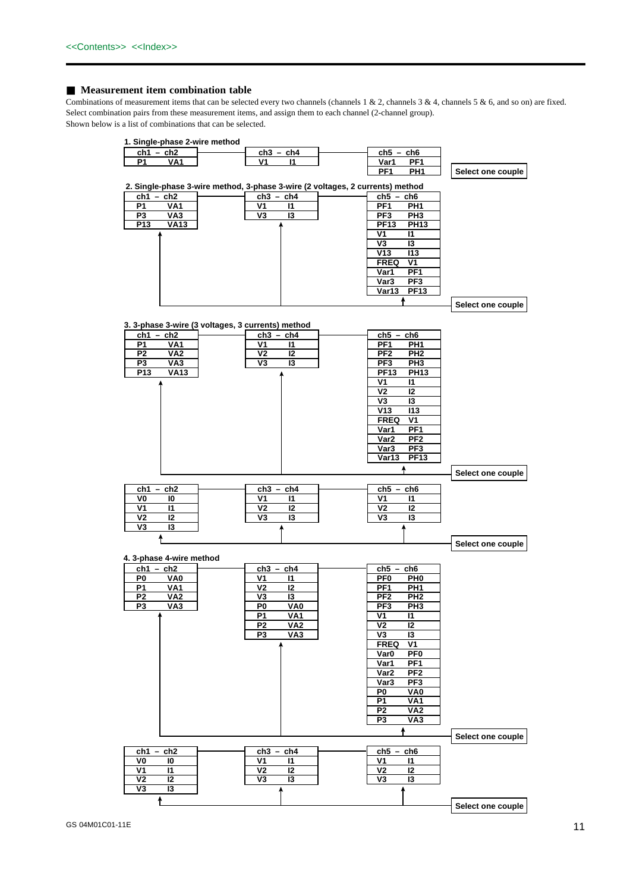<<Contents>> <<Index>>

## ■ Measurement item combination table

Combinations of measurement items that can be selected every two channels (channels 1 & 2, channels 3 & 4, channels 5 & 6, and so on) are fixed. Select combination pairs from these measurement items, and assign them to each channel (2-channel group).
Shown below is a list of combinations that can be selected.

### 1. Single-phase 2-wire method

| ch1 – ch2 | ch3 – ch4 | ch5 – ch6 |
|---|---|---|
| P1 VA1 | V1 I1 | Var1 PF1 |
| | | PF1 PH1 |

Select one couple

### 2. Single-phase 3-wire method, 3-phase 3-wire (2 voltages, 2 currents) method

| ch1 – ch2 | ch3 – ch4 | ch5 – ch6 |
|---|---|---|
| P1 VA1 | V1 I1 | PF1 PH1 |
| P3 VA3 | V3 I3 | PF3 PH3 |
| P13 VA13 | | PF13 PH13 |
| | | V1 I1 |
| | | V3 I3 |
| | | V13 I13 |
| | | FREQ V1 |
| | | Var1 PF1 |
| | | Var3 PF3 |
| | | Var13 PF13 |

Select one couple

### 3. 3-phase 3-wire (3 voltages, 3 currents) method

| ch1 – ch2 | ch3 – ch4 | ch5 – ch6 |
|---|---|---|
| P1 VA1 | V1 I1 | PF1 PH1 |
| P2 VA2 | V2 I2 | PF2 PH2 |
| P3 VA3 | V3 I3 | PF3 PH3 |
| P13 VA13 | | PF13 PH13 |
| | | V1 I1 |
| | | V2 I2 |
| | | V3 I3 |
| | | V13 I13 |
| | | FREQ V1 |
| | | Var1 PF1 |
| | | Var2 PF2 |
| | | Var3 PF3 |
| | | Var13 PF13 |

Select one couple

| ch1 – ch2 | ch3 – ch4 | ch5 – ch6 |
|---|---|---|
| V0 I0 | V1 I1 | V1 I1 |
| V1 I1 | V2 I2 | V2 I2 |
| V2 I2 | V3 I3 | V3 I3 |
| V3 I3 | | |

Select one couple

### 4. 3-phase 4-wire method

| ch1 – ch2 | ch3 – ch4 | ch5 – ch6 |
|---|---|---|
| P0 VA0 | V1 I1 | PF0 PH0 |
| P1 VA1 | V2 I2 | PF1 PH1 |
| P2 VA2 | V3 I3 | PF2 PH2 |
| P3 VA3 | P0 VA0 | PF3 PH3 |
| | P1 VA1 | V1 I1 |
| | P2 VA2 | V2 I2 |
| | P3 VA3 | V3 I3 |
| | | FREQ V1 |
| | | Var0 PF0 |
| | | Var1 PF1 |
| | | Var2 PF2 |
| | | Var3 PF3 |
| | | P0 VA0 |
| | | P1 VA1 |
| | | P2 VA2 |
| | | P3 VA3 |

Select one couple

| ch1 – ch2 | ch3 – ch4 | ch5 – ch6 |
|---|---|---|
| V0 I0 | V1 I1 | V1 I1 |
| V1 I1 | V2 I2 | V2 I2 |
| V2 I2 | V3 I3 | V3 I3 |
| V3 I3 | | |

Select one couple

GS 04M01C01-11E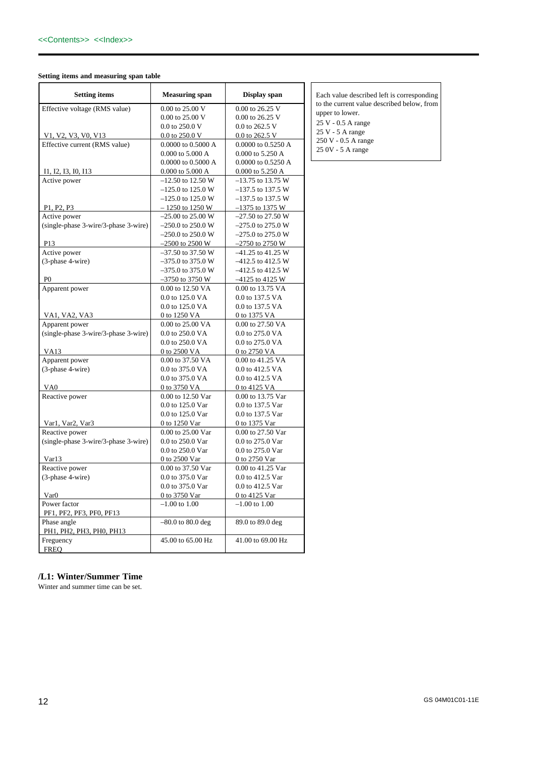<<Contents>> <<Index>>

**Setting items and measuring span table**

| Setting items | Measuring span | Display span |
|---|---|---|
| Effective voltage (RMS value)<br><br><br>V1, V2, V3, V0, V13 | 0.00 to 25.00 V<br>0.00 to 25.00 V<br>0.0 to 250.0 V<br>0.0 to 250.0 V | 0.00 to 26.25 V<br>0.00 to 26.25 V<br>0.0 to 262.5 V<br>0.0 to 262.5 V |
| Effective current (RMS value)<br><br><br>I1, I2, I3, I0, I13 | 0.0000 to 0.5000 A<br>0.000 to 5.000 A<br>0.0000 to 0.5000 A<br>0.000 to 5.000 A | 0.0000 to 0.5250 A<br>0.000 to 5.250 A<br>0.0000 to 0.5250 A<br>0.000 to 5.250 A |
| Active power<br><br><br>P1, P2, P3 | –12.50 to 12.50 W<br>–125.0 to 125.0 W<br>–125.0 to 125.0 W<br>– 1250 to 1250 W | –13.75 to 13.75 W<br>–137.5 to 137.5 W<br>–137.5 to 137.5 W<br>–1375 to 1375 W |
| Active power<br>(single-phase 3-wire/3-phase 3-wire)<br><br>P13 | –25.00 to 25.00 W<br>–250.0 to 250.0 W<br>–250.0 to 250.0 W<br>–2500 to 2500 W | –27.50 to 27.50 W<br>–275.0 to 275.0 W<br>–275.0 to 275.0 W<br>–2750 to 2750 W |
| Active power<br>(3-phase 4-wire)<br><br>P0 | –37.50 to 37.50 W<br>–375.0 to 375.0 W<br>–375.0 to 375.0 W<br>–3750 to 3750 W | –41.25 to 41.25 W<br>–412.5 to 412.5 W<br>–412.5 to 412.5 W<br>–4125 to 4125 W |
| Apparent power<br><br><br>VA1, VA2, VA3 | 0.00 to 12.50 VA<br>0.0 to 125.0 VA<br>0.0 to 125.0 VA<br>0 to 1250 VA | 0.00 to 13.75 VA<br>0.0 to 137.5 VA<br>0.0 to 137.5 VA<br>0 to 1375 VA |
| Apparent power<br>(single-phase 3-wire/3-phase 3-wire)<br><br>VA13 | 0.00 to 25.00 VA<br>0.0 to 250.0 VA<br>0.0 to 250.0 VA<br>0 to 2500 VA | 0.00 to 27.50 VA<br>0.0 to 275.0 VA<br>0.0 to 275.0 VA<br>0 to 2750 VA |
| Apparent power<br>(3-phase 4-wire)<br><br>VA0 | 0.00 to 37.50 VA<br>0.0 to 375.0 VA<br>0.0 to 375.0 VA<br>0 to 3750 VA | 0.00 to 41.25 VA<br>0.0 to 412.5 VA<br>0.0 to 412.5 VA<br>0 to 4125 VA |
| Reactive power<br><br><br>Var1, Var2, Var3 | 0.00 to 12.50 Var<br>0.0 to 125.0 Var<br>0.0 to 125.0 Var<br>0 to 1250 Var | 0.00 to 13.75 Var<br>0.0 to 137.5 Var<br>0.0 to 137.5 Var<br>0 to 1375 Var |
| Reactive power<br>(single-phase 3-wire/3-phase 3-wire)<br><br>Var13 | 0.00 to 25.00 Var<br>0.0 to 250.0 Var<br>0.0 to 250.0 Var<br>0 to 2500 Var | 0.00 to 27.50 Var<br>0.0 to 275.0 Var<br>0.0 to 275.0 Var<br>0 to 2750 Var |
| Reactive power<br>(3-phase 4-wire)<br><br>Var0 | 0.00 to 37.50 Var<br>0.0 to 375.0 Var<br>0.0 to 375.0 Var<br>0 to 3750 Var | 0.00 to 41.25 Var<br>0.0 to 412.5 Var<br>0.0 to 412.5 Var<br>0 to 4125 Var |
| Power factor<br>PF1, PF2, PF3, PF0, PF13 | –1.00 to 1.00 | –1.00 to 1.00 |
| Phase angle<br>PH1, PH2, PH3, PH0, PH13 | –80.0 to 80.0 deg | 89.0 to 89.0 deg |
| Freguency<br>FREQ | 45.00 to 65.00 Hz | 41.00 to 69.00 Hz |

Each value described left is corresponding to the current value described below, from upper to lower.
25 V - 0.5 A range
25 V - 5 A range
250 V - 0.5 A range
25 0V - 5 A range

## /L1: Winter/Summer Time

Winter and summer time can be set.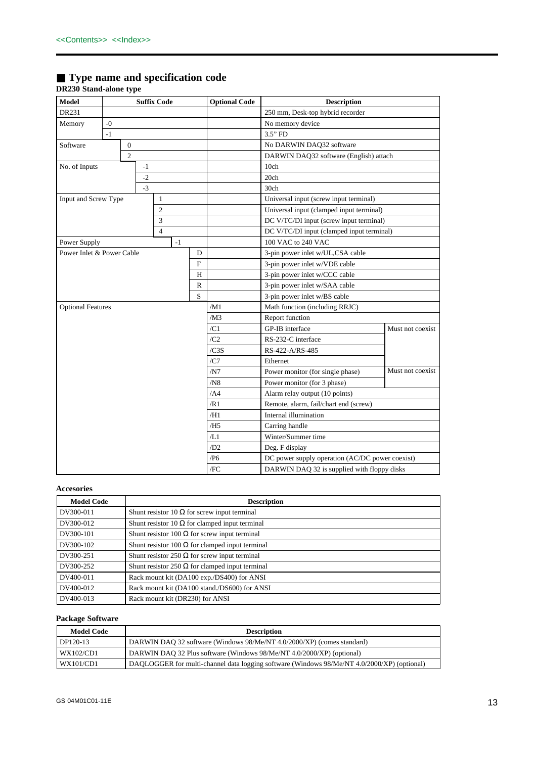<<Contents>> <<Index>>

## ■ Type name and specification code

**DR230 Stand-alone type**

| Model | Suffix Code | | | | | | Optional Code | Description | |
|---|---|---|---|---|---|---|---|---|---|
| DR231 | | | | | | | | 250 mm, Desk-top hybrid recorder | |
| Memory | -0 | | | | | | | No memory device | |
| | -1 | | | | | | | 3.5" FD | |
| Software | | 0 | | | | | | No DARWIN DAQ32 software | |
| | | 2 | | | | | | DARWIN DAQ32 software (English) attach | |
| No. of Inputs | | | -1 | | | | | 10ch | |
| | | | -2 | | | | | 20ch | |
| | | | -3 | | | | | 30ch | |
| Input and Screw Type | | | | 1 | | | | Universal input (screw input terminal) | |
| | | | | 2 | | | | Universal input (clamped input terminal) | |
| | | | | 3 | | | | DC V/TC/DI input (screw input terminal) | |
| | | | | 4 | | | | DC V/TC/DI input (clamped input terminal) | |
| Power Supply | | | | | -1 | | | 100 VAC to 240 VAC | |
| Power Inlet & Power Cable | | | | | | D | | 3-pin power inlet w/UL,CSA cable | |
| | | | | | | F | | 3-pin power inlet w/VDE cable | |
| | | | | | | H | | 3-pin power inlet w/CCC cable | |
| | | | | | | R | | 3-pin power inlet w/SAA cable | |
| | | | | | | S | | 3-pin power inlet w/BS cable | |
| Optional Features | | | | | | | /M1 | Math function (including RRJC) | |
| | | | | | | | /M3 | Report function | |
| | | | | | | | /C1 | GP-IB interface | Must not coexist |
| | | | | | | | /C2 | RS-232-C interface | |
| | | | | | | | /C3S | RS-422-A/RS-485 | |
| | | | | | | | /C7 | Ethernet | |
| | | | | | | | /N7 | Power monitor (for single phase) | Must not coexist |
| | | | | | | | /N8 | Power monitor (for 3 phase) | |
| | | | | | | | /A4 | Alarm relay output (10 points) | |
| | | | | | | | /R1 | Remote, alarm, fail/chart end (screw) | |
| | | | | | | | /H1 | Internal illumination | |
| | | | | | | | /H5 | Carring handle | |
| | | | | | | | /L1 | Winter/Summer time | |
| | | | | | | | /D2 | Deg. F display | |
| | | | | | | | /P6 | DC power supply operation (AC/DC power coexist) | |
| | | | | | | | /FC | DARWIN DAQ 32 is supplied with floppy disks | |

**Accesories**

| Model Code | Description |
|---|---|
| DV300-011 | Shunt resistor 10 Ω for screw input terminal |
| DV300-012 | Shunt resistor 10 Ω for clamped input terminal |
| DV300-101 | Shunt resistor 100 Ω for screw input terminal |
| DV300-102 | Shunt resistor 100 Ω for clamped input terminal |
| DV300-251 | Shunt resistor 250 Ω for screw input terminal |
| DV300-252 | Shunt resistor 250 Ω for clamped input terminal |
| DV400-011 | Rack mount kit (DA100 exp./DS400) for ANSI |
| DV400-012 | Rack mount kit (DA100 stand./DS600) for ANSI |
| DV400-013 | Rack mount kit (DR230) for ANSI |

**Package Software**

| Model Code | Description |
|---|---|
| DP120-13 | DARWIN DAQ 32 software (Windows 98/Me/NT 4.0/2000/XP) (comes standard) |
| WX102/CD1 | DARWIN DAQ 32 Plus software (Windows 98/Me/NT 4.0/2000/XP) (optional) |
| WX101/CD1 | DAQLOGGER for multi-channel data logging software (Windows 98/Me/NT 4.0/2000/XP) (optional) |

GS 04M01C01-11E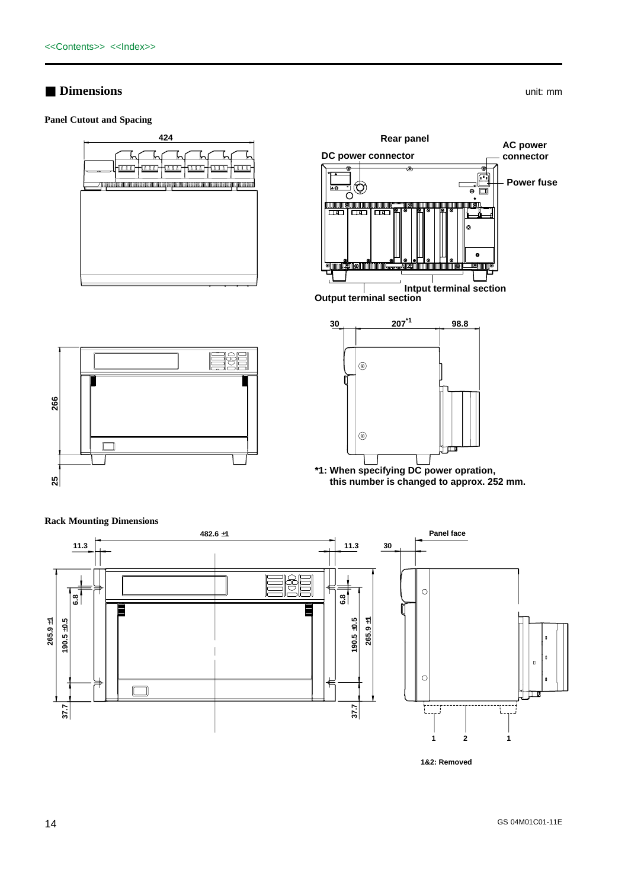<<Contents>> <<Index>>

## ■ Dimensions

unit: mm

### Panel Cutout and Spacing

424

Rear panel

DC power connector

AC power connector

Power fuse

Intput terminal section

Output terminal section

266

25

30

207*1

98.8

*1: When specifying DC power opration, this number is changed to approx. 252 mm.

### Rack Mounting Dimensions

482.6 ±1

11.3

11.3

30

Panel face

6.8

6.8

265.9 ±1

190.5 ±0.5

190.5 ±0.5

265.9 ±1

37.7

37.7

1 2 1

1&2: Removed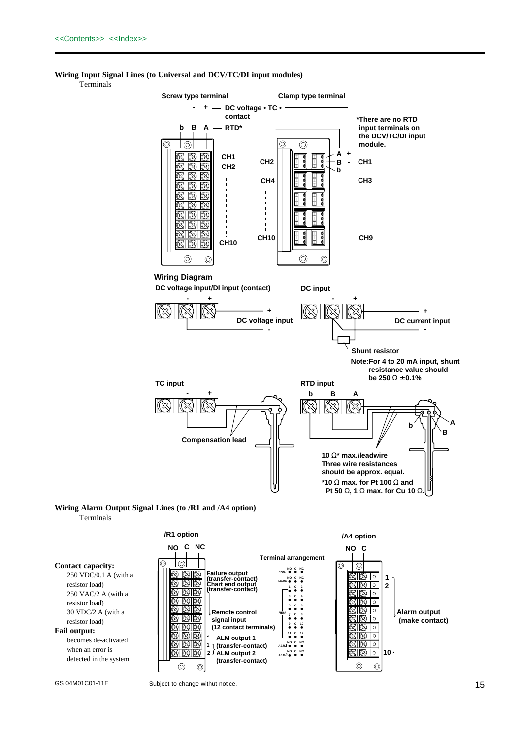<<Contents>> <<Index>>

**Wiring Input Signal Lines (to Universal and DCV/TC/DI input modules)**

Terminals

Screw type terminal

Clamp type terminal

\- + — DC voltage • TC • contact

b B A — RTD*

*There are no RTD input terminals on the DCV/TC/DI input module.

CH1
CH2
CH10

CH2
CH4
CH10

A +
B -
b

CH1
CH3
CH9

**Wiring Diagram**

DC voltage input/DI input (contact)

\- +

\+
DC voltage input
\-

DC input

\- +

\+
DC current input
\-

Shunt resistor

Note:For 4 to 20 mA input, shunt resistance value should be 250 Ω ±0.1%

TC input

\- +

Compensation lead

RTD input

b B A

b A B

10 Ω* max./leadwire
Three wire resistances should be approx. equal.
*10 Ω max. for Pt 100 Ω and Pt 50 Ω, 1 Ω max. for Cu 10 Ω.

**Wiring Alarm Output Signal Lines (to /R1 and /A4 option)**

Terminals

**Contact capacity:**

250 VDC/0.1 A (with a resistor load)
250 VAC/2 A (with a resistor load)
30 VDC/2 A (with a resistor load)

**Fail output:**

becomes de-activated when an error is detected in the system.

/R1 option

NO C NC

Failure output (transfer-contact)
Chart end output (transfer-contact)

Remote control signal input (12 contact terminals)

1 ALM output 1 (transfer-contact)
2 ALM output 2 (transfer-contact)

Terminal arrangement

FAIL NO C NC
CHART NO C NC
1 C 2
3 C 4
5 C 6
REM 7 C 8
9 C 10
11 C 12
ALM1 NO C NC
ALM2 NO C NC

/A4 option

NO C

1
2
10

Alarm output (make contact)

GS 04M01C01-11E Subject to change withut notice.